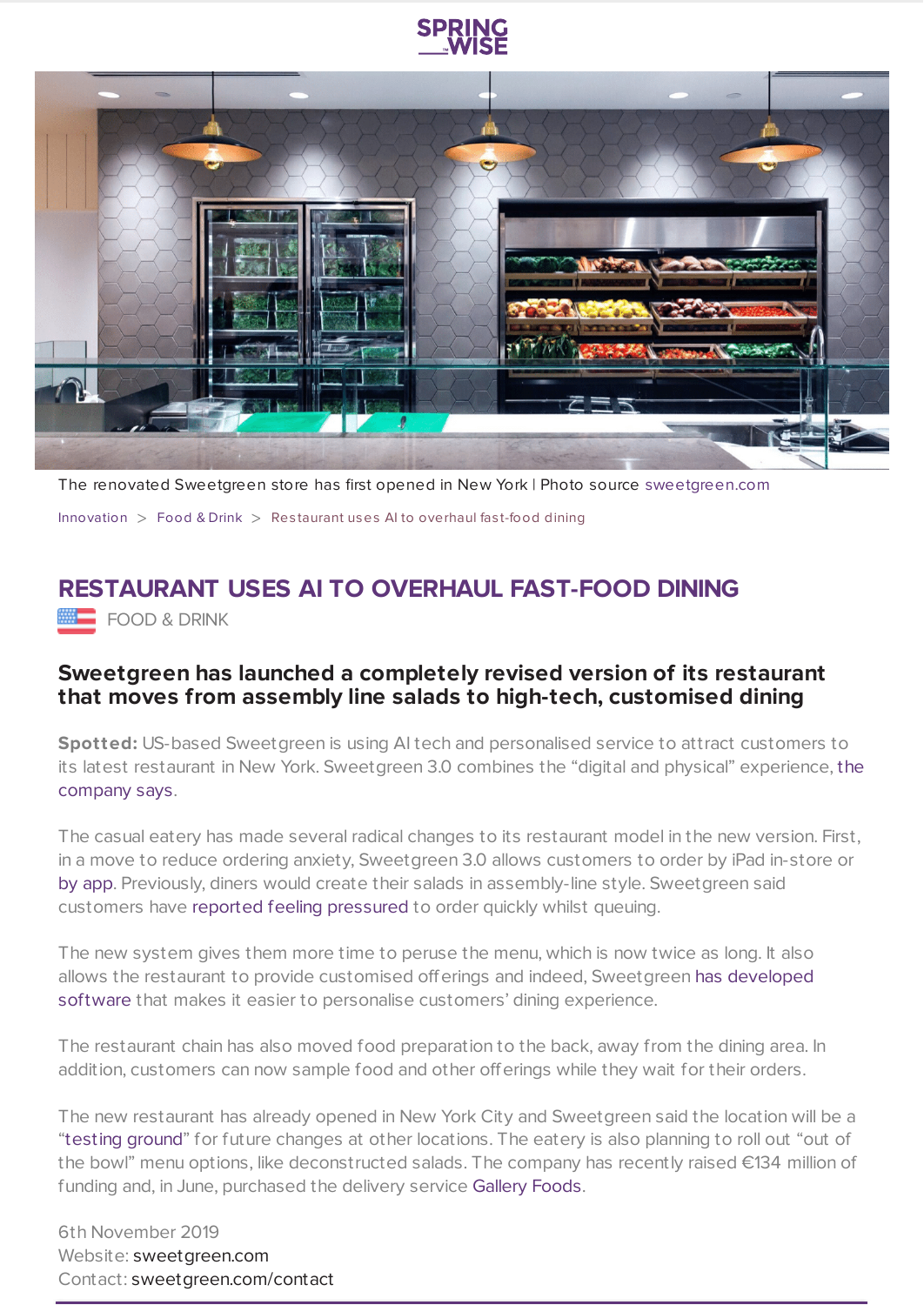The renovated Sweetgreen store has first opened in New York | Photo source sweetgreen.com

Innovation > Food & Drink > Restaurant uses AI to overhaul fast-food dining

# RESTAURANT USES AI TO OVERHAUL FAST-FOOD DINING

FOOD & DRINK

## Sweetgreen has launched a completely revised version of its restaurant that moves from assembly line salads to high-tech, customised dining

**Spotted:** US-based Sweetgreen is using AI tech and personalised service to attract customers to its latest restaurant in New York. Sweetgreen 3.0 combines the "digital and physical" experience, the company says.

The casual eatery has made several radical changes to its restaurant model in the new version. First, in a move to reduce ordering anxiety, Sweetgreen 3.0 allows customers to order by iPad in-store or by app. Previously, diners would create their salads in assembly-line style. Sweetgreen said customers have reported feeling pressured to order quickly whilst queuing.

The new system gives them more time to peruse the menu, which is now twice as long. It also allows the restaurant to provide customised offerings and indeed, Sweetgreen has developed software that makes it easier to personalise customers' dining experience.

The restaurant chain has also moved food preparation to the back, away from the dining area. In addition, customers can now sample food and other offerings while they wait for their orders.

The new restaurant has already opened in New York City and Sweetgreen said the location will be a "testing ground" for future changes at other locations. The eatery is also planning to roll out "out of the bowl" menu options, like deconstructed salads. The company has recently raised €134 million of funding and, in June, purchased the delivery service Gallery Foods.

6th November 2019
Website: sweetgreen.com
Contact: sweetgreen.com/contact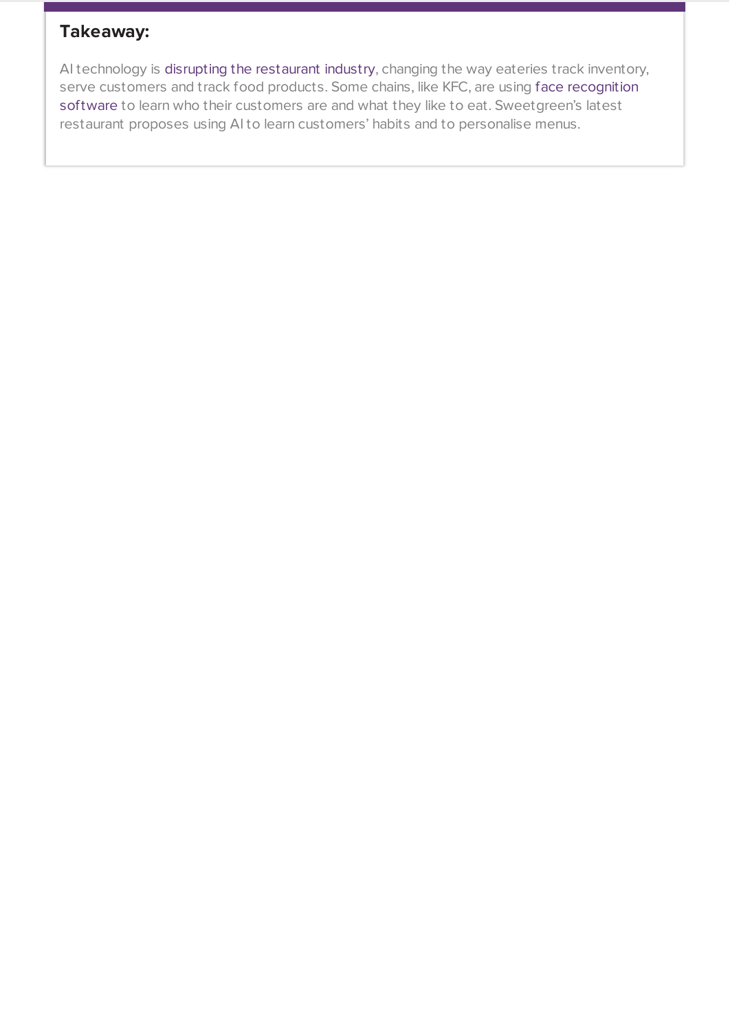**Takeaway:**

AI technology is disrupting the restaurant industry, changing the way eateries track inventory, serve customers and track food products. Some chains, like KFC, are using face recognition software to learn who their customers are and what they like to eat. Sweetgreen's latest restaurant proposes using AI to learn customers' habits and to personalise menus.